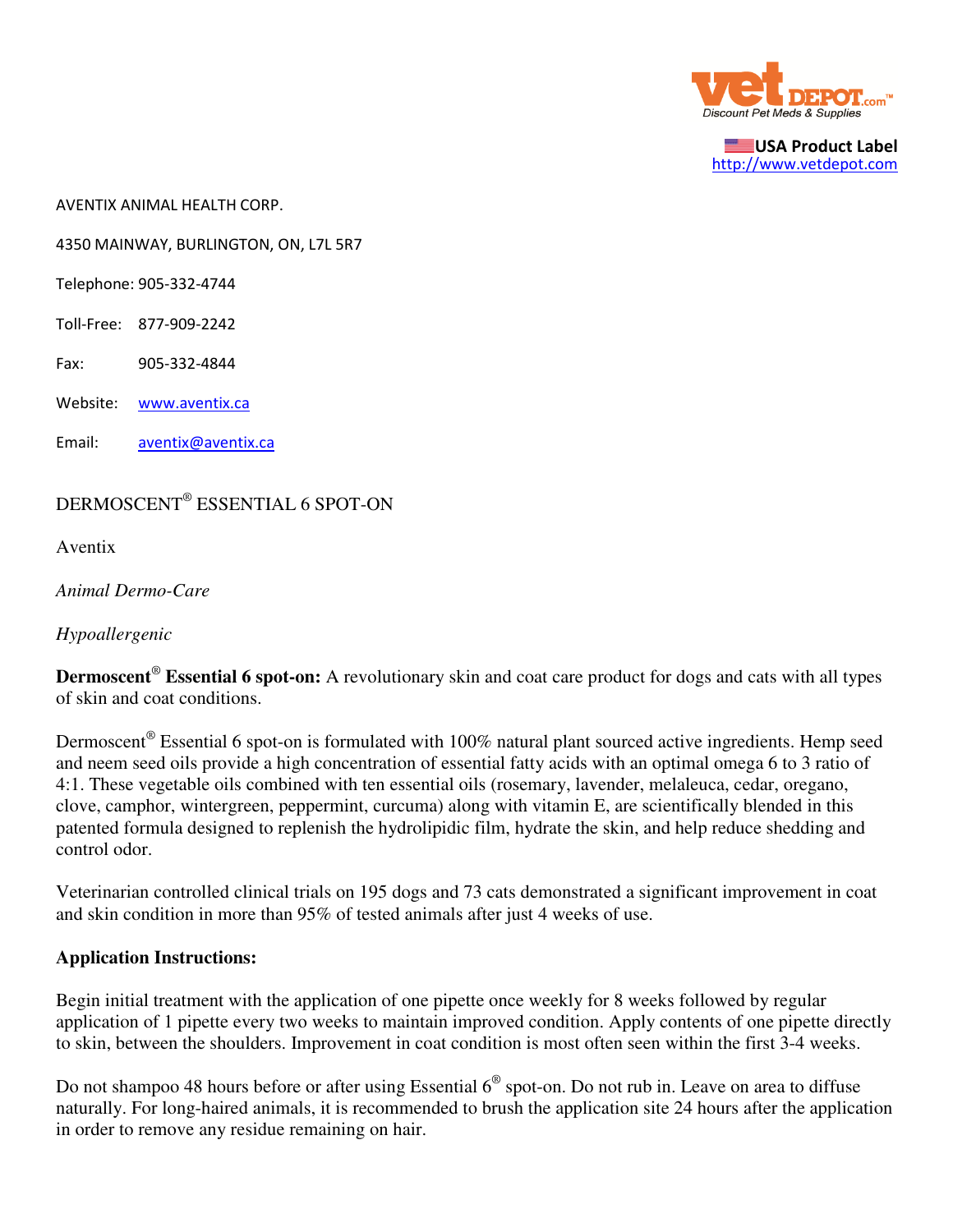USA Product Label
http://www.vetdepot.com

AVENTIX ANIMAL HEALTH CORP.

4350 MAINWAY, BURLINGTON, ON, L7L 5R7

Telephone: 905-332-4744

Toll-Free: 877-909-2242

Fax: 905-332-4844

Website: www.aventix.ca

Email: aventix@aventix.ca

DERMOSCENT® ESSENTIAL 6 SPOT-ON

Aventix

*Animal Dermo-Care*

*Hypoallergenic*

**Dermoscent® Essential 6 spot-on:** A revolutionary skin and coat care product for dogs and cats with all types of skin and coat conditions.

Dermoscent® Essential 6 spot-on is formulated with 100% natural plant sourced active ingredients. Hemp seed and neem seed oils provide a high concentration of essential fatty acids with an optimal omega 6 to 3 ratio of 4:1. These vegetable oils combined with ten essential oils (rosemary, lavender, melaleuca, cedar, oregano, clove, camphor, wintergreen, peppermint, curcuma) along with vitamin E, are scientifically blended in this patented formula designed to replenish the hydrolipidic film, hydrate the skin, and help reduce shedding and control odor.

Veterinarian controlled clinical trials on 195 dogs and 73 cats demonstrated a significant improvement in coat and skin condition in more than 95% of tested animals after just 4 weeks of use.

**Application Instructions:**

Begin initial treatment with the application of one pipette once weekly for 8 weeks followed by regular application of 1 pipette every two weeks to maintain improved condition. Apply contents of one pipette directly to skin, between the shoulders. Improvement in coat condition is most often seen within the first 3-4 weeks.

Do not shampoo 48 hours before or after using Essential 6® spot-on. Do not rub in. Leave on area to diffuse naturally. For long-haired animals, it is recommended to brush the application site 24 hours after the application in order to remove any residue remaining on hair.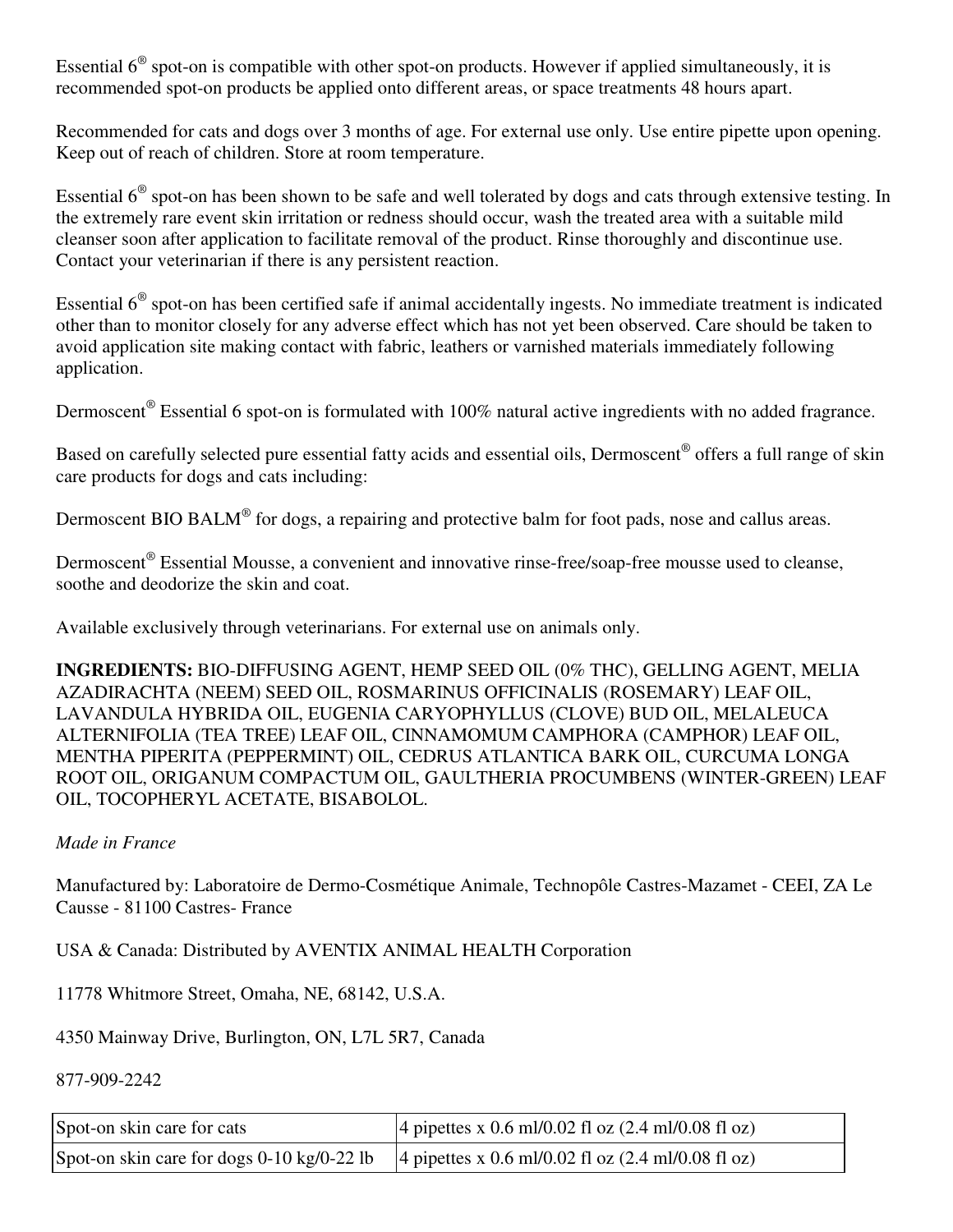Essential 6® spot-on is compatible with other spot-on products. However if applied simultaneously, it is recommended spot-on products be applied onto different areas, or space treatments 48 hours apart.

Recommended for cats and dogs over 3 months of age. For external use only. Use entire pipette upon opening. Keep out of reach of children. Store at room temperature.

Essential 6® spot-on has been shown to be safe and well tolerated by dogs and cats through extensive testing. In the extremely rare event skin irritation or redness should occur, wash the treated area with a suitable mild cleanser soon after application to facilitate removal of the product. Rinse thoroughly and discontinue use. Contact your veterinarian if there is any persistent reaction.

Essential 6® spot-on has been certified safe if animal accidentally ingests. No immediate treatment is indicated other than to monitor closely for any adverse effect which has not yet been observed. Care should be taken to avoid application site making contact with fabric, leathers or varnished materials immediately following application.

Dermoscent® Essential 6 spot-on is formulated with 100% natural active ingredients with no added fragrance.

Based on carefully selected pure essential fatty acids and essential oils, Dermoscent® offers a full range of skin care products for dogs and cats including:

Dermoscent BIO BALM® for dogs, a repairing and protective balm for foot pads, nose and callus areas.

Dermoscent® Essential Mousse, a convenient and innovative rinse-free/soap-free mousse used to cleanse, soothe and deodorize the skin and coat.

Available exclusively through veterinarians. For external use on animals only.

**INGREDIENTS:** BIO-DIFFUSING AGENT, HEMP SEED OIL (0% THC), GELLING AGENT, MELIA AZADIRACHTA (NEEM) SEED OIL, ROSMARINUS OFFICINALIS (ROSEMARY) LEAF OIL, LAVANDULA HYBRIDA OIL, EUGENIA CARYOPHYLLUS (CLOVE) BUD OIL, MELALEUCA ALTERNIFOLIA (TEA TREE) LEAF OIL, CINNAMOMUM CAMPHORA (CAMPHOR) LEAF OIL, MENTHA PIPERITA (PEPPERMINT) OIL, CEDRUS ATLANTICA BARK OIL, CURCUMA LONGA ROOT OIL, ORIGANUM COMPACTUM OIL, GAULTHERIA PROCUMBENS (WINTER-GREEN) LEAF OIL, TOCOPHERYL ACETATE, BISABOLOL.

*Made in France*

Manufactured by: Laboratoire de Dermo-Cosmétique Animale, Technopôle Castres-Mazamet - CEEI, ZA Le Causse - 81100 Castres- France

USA & Canada: Distributed by AVENTIX ANIMAL HEALTH Corporation

11778 Whitmore Street, Omaha, NE, 68142, U.S.A.

4350 Mainway Drive, Burlington, ON, L7L 5R7, Canada

877-909-2242

| Spot-on skin care for cats | 4 pipettes x 0.6 ml/0.02 fl oz (2.4 ml/0.08 fl oz) |
|---|---|
| Spot-on skin care for dogs 0-10 kg/0-22 lb | 4 pipettes x 0.6 ml/0.02 fl oz (2.4 ml/0.08 fl oz) |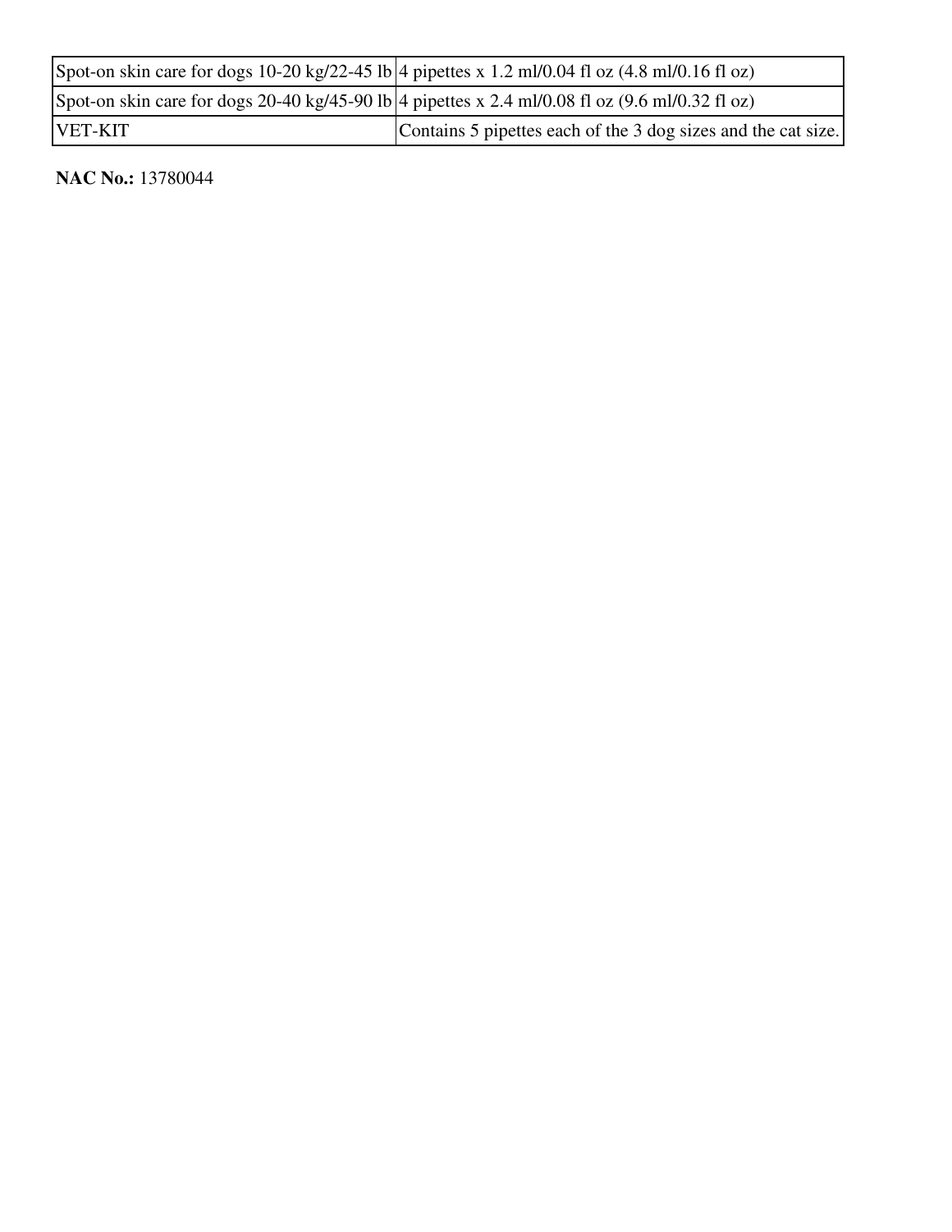| | |
|---|---|
| Spot-on skin care for dogs 10-20 kg/22-45 lb | 4 pipettes x 1.2 ml/0.04 fl oz (4.8 ml/0.16 fl oz) |
| Spot-on skin care for dogs 20-40 kg/45-90 lb | 4 pipettes x 2.4 ml/0.08 fl oz (9.6 ml/0.32 fl oz) |
| VET-KIT | Contains 5 pipettes each of the 3 dog sizes and the cat size. |

**NAC No.:** 13780044